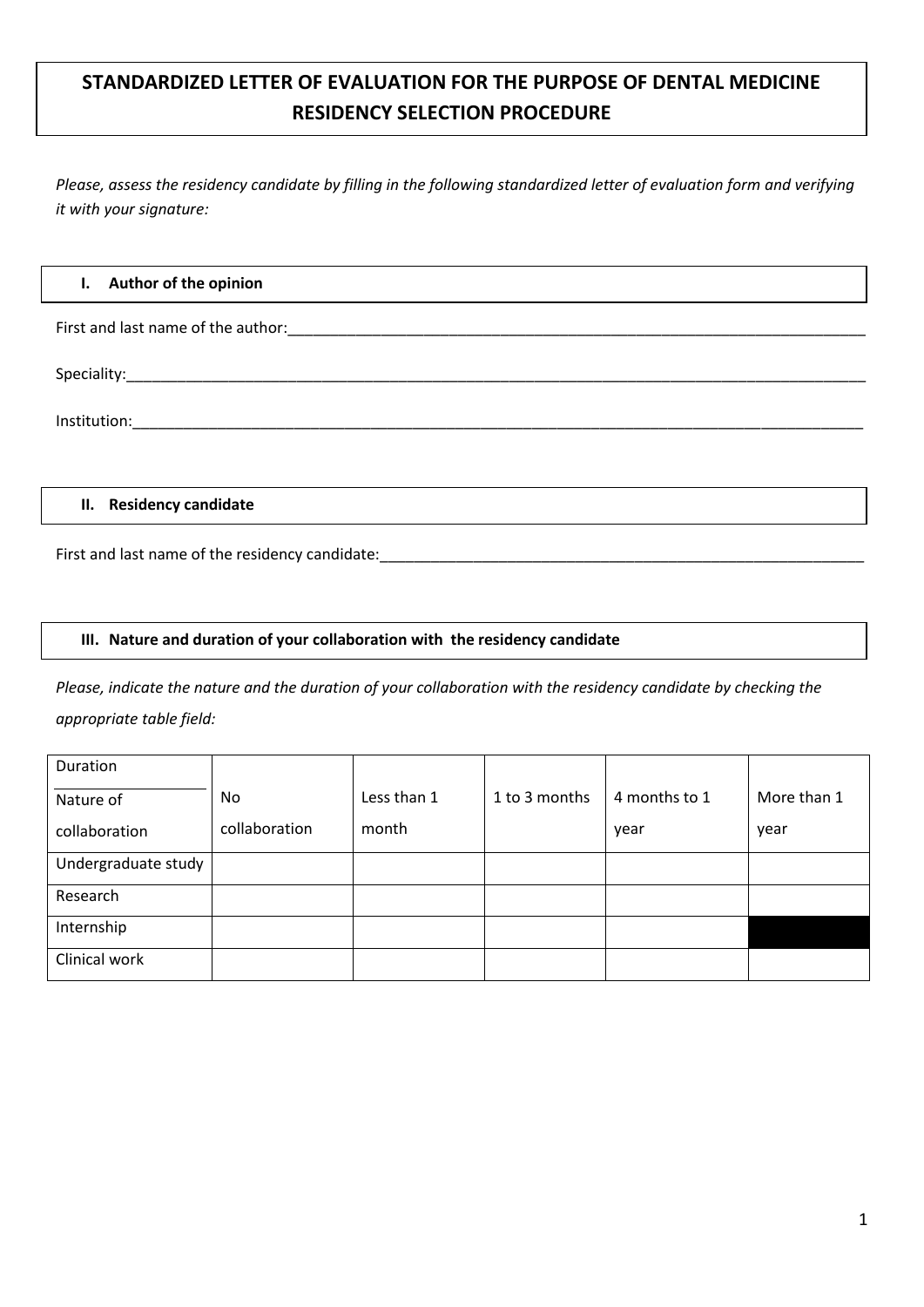# STANDARDIZED LETTER OF EVALUATION FOR THE PURPOSE OF DENTAL MEDICINE RESIDENCY SELECTION PROCEDURE

*Please, assess the residency candidate by filling in the following standardized letter of evaluation form and verifying it with your signature:*

## I. Author of the opinion

First and last name of the author:___________________________________________________________________

Speciality:___________________________________________________________________________________

Institution:__________________________________________________________________________________

## II. Residency candidate

First and last name of the residency candidate:_________________________________________________________

## III. Nature and duration of your collaboration with the residency candidate

*Please, indicate the nature and the duration of your collaboration with the residency candidate by checking the appropriate table field:*

| Duration / Nature of collaboration | No collaboration | Less than 1 month | 1 to 3 months | 4 months to 1 year | More than 1 year |
| --- | --- | --- | --- | --- | --- |
| Undergraduate study | | | | | |
| Research | | | | | |
| Internship | | | | | |
| Clinical work | | | | | |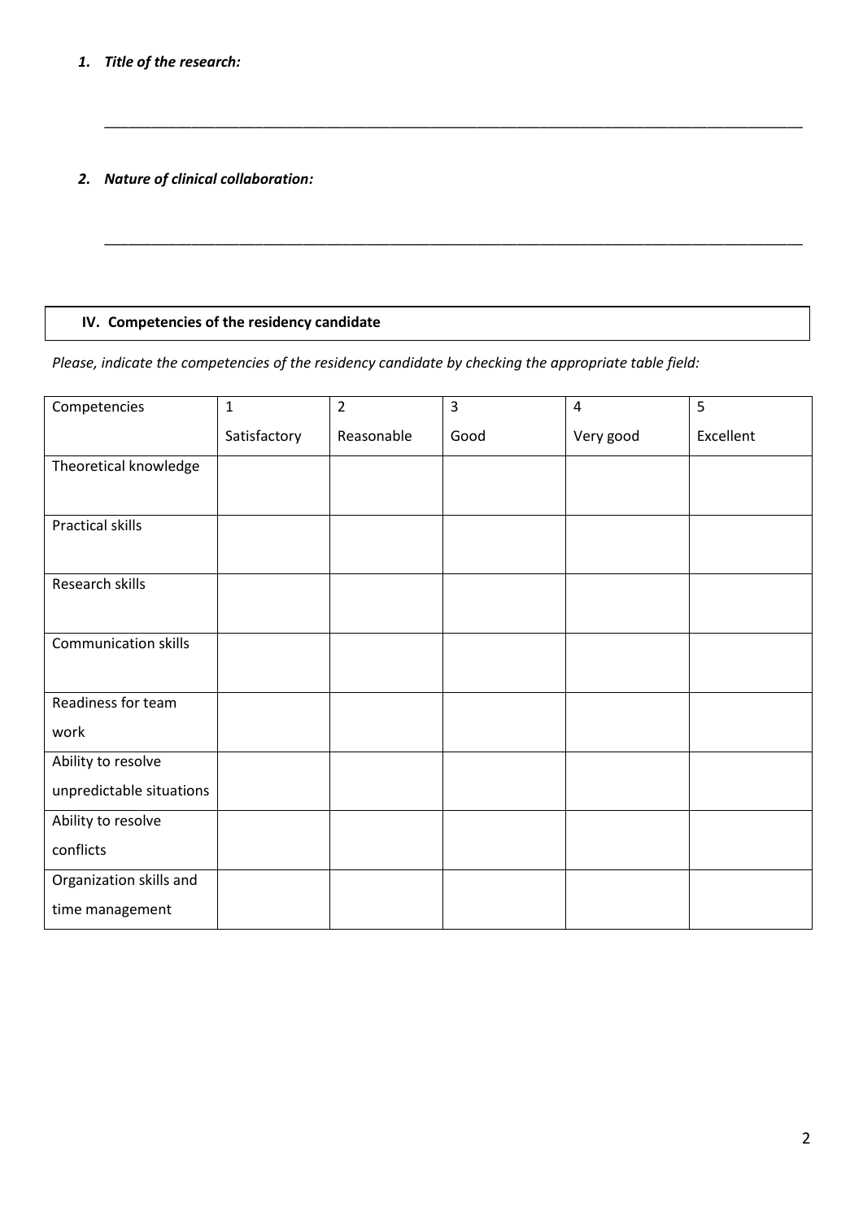***1. Title of the research:***

_______________________________________________________________________________________

***2. Nature of clinical collaboration:***

_______________________________________________________________________________________

## IV. Competencies of the residency candidate

*Please, indicate the competencies of the residency candidate by checking the appropriate table field:*

| Competencies | 1<br>Satisfactory | 2<br>Reasonable | 3<br>Good | 4<br>Very good | 5<br>Excellent |
|---|---|---|---|---|---|
| Theoretical knowledge | | | | | |
| Practical skills | | | | | |
| Research skills | | | | | |
| Communication skills | | | | | |
| Readiness for team work | | | | | |
| Ability to resolve unpredictable situations | | | | | |
| Ability to resolve conflicts | | | | | |
| Organization skills and time management | | | | | |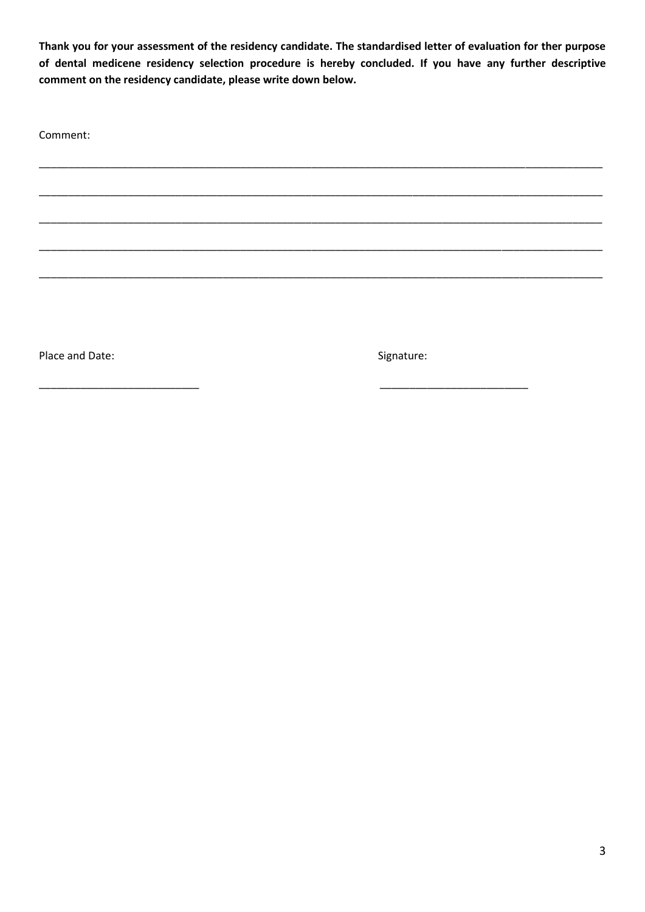**Thank you for your assessment of the residency candidate. The standardised letter of evaluation for ther purpose of dental medicene residency selection procedure is hereby concluded. If you have any further descriptive comment on the residency candidate, please write down below.**

Comment:

_______________________________________________________________________________________________

_______________________________________________________________________________________________

_______________________________________________________________________________________________

_______________________________________________________________________________________________

_______________________________________________________________________________________________

Place and Date: ____________________________

Signature: __________________________